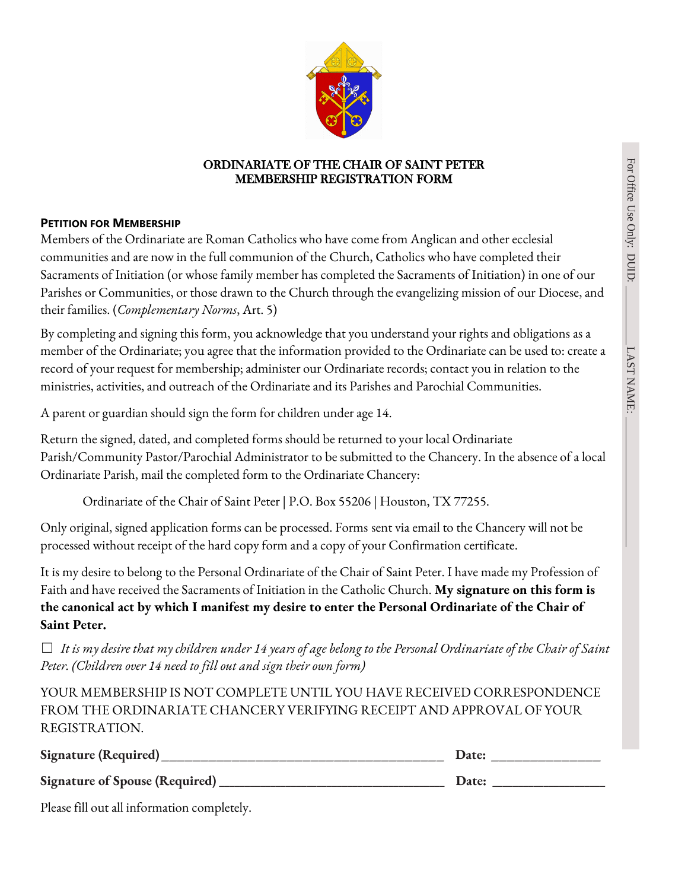# ORDINARIATE OF THE CHAIR OF SAINT PETER
# MEMBERSHIP REGISTRATION FORM

For Office Use Only: DUID: \_\_\_\_\_\_\_\_ LAST NAME: \_\_\_\_\_\_\_\_\_\_\_\_\_\_\_\_

### PETITION FOR MEMBERSHIP

Members of the Ordinariate are Roman Catholics who have come from Anglican and other ecclesial communities and are now in the full communion of the Church, Catholics who have completed their Sacraments of Initiation (or whose family member has completed the Sacraments of Initiation) in one of our Parishes or Communities, or those drawn to the Church through the evangelizing mission of our Diocese, and their families. (*Complementary Norms*, Art. 5)

By completing and signing this form, you acknowledge that you understand your rights and obligations as a member of the Ordinariate; you agree that the information provided to the Ordinariate can be used to: create a record of your request for membership; administer our Ordinariate records; contact you in relation to the ministries, activities, and outreach of the Ordinariate and its Parishes and Parochial Communities.

A parent or guardian should sign the form for children under age 14.

Return the signed, dated, and completed forms should be returned to your local Ordinariate Parish/Community Pastor/Parochial Administrator to be submitted to the Chancery. In the absence of a local Ordinariate Parish, mail the completed form to the Ordinariate Chancery:

> Ordinariate of the Chair of Saint Peter | P.O. Box 55206 | Houston, TX 77255.

Only original, signed application forms can be processed. Forms sent via email to the Chancery will not be processed without receipt of the hard copy form and a copy of your Confirmation certificate.

It is my desire to belong to the Personal Ordinariate of the Chair of Saint Peter. I have made my Profession of Faith and have received the Sacraments of Initiation in the Catholic Church. **My signature on this form is the canonical act by which I manifest my desire to enter the Personal Ordinariate of the Chair of Saint Peter.**

☐ *It is my desire that my children under 14 years of age belong to the Personal Ordinariate of the Chair of Saint Peter. (Children over 14 need to fill out and sign their own form)*

YOUR MEMBERSHIP IS NOT COMPLETE UNTIL YOU HAVE RECEIVED CORRESPONDENCE FROM THE ORDINARIATE CHANCERY VERIFYING RECEIPT AND APPROVAL OF YOUR REGISTRATION.

**Signature (Required)** \_\_\_\_\_\_\_\_\_\_\_\_\_\_\_\_\_\_\_\_\_\_\_\_\_\_\_\_\_\_\_\_\_\_\_\_\_\_\_\_ **Date:** \_\_\_\_\_\_\_\_\_\_\_\_\_\_\_\_

**Signature of Spouse (Required)** \_\_\_\_\_\_\_\_\_\_\_\_\_\_\_\_\_\_\_\_\_\_\_\_\_\_\_\_\_\_\_\_\_\_ **Date:** \_\_\_\_\_\_\_\_\_\_\_\_\_\_\_\_

Please fill out all information completely.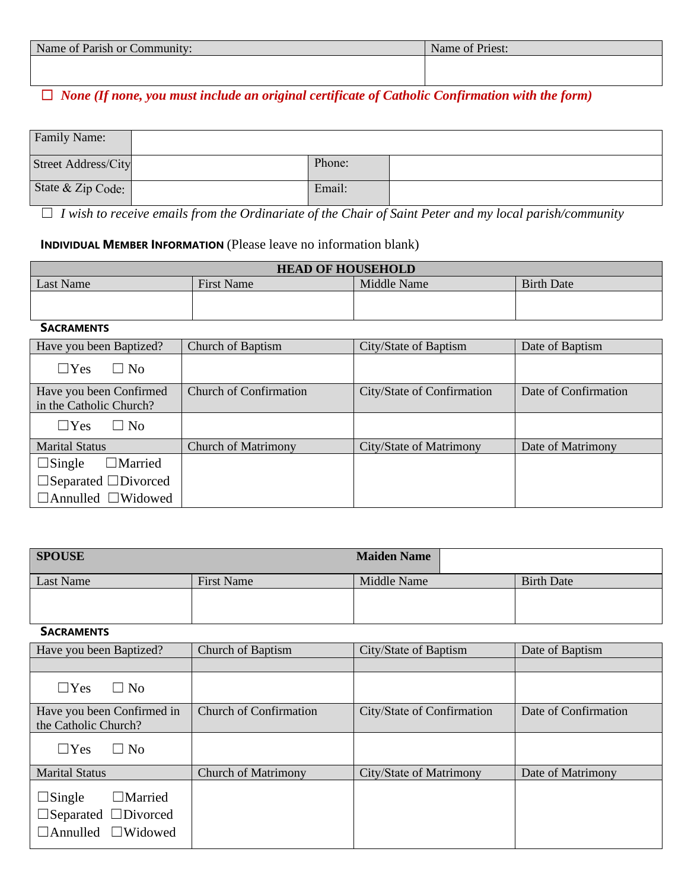| Name of Parish or Community: | Name of Priest: |
| --- | --- |
| | |

☐ ***None (If none, you must include an original certificate of Catholic Confirmation with the form)***

| Family Name: | | | |
| --- | --- | --- | --- |
| Street Address/City | | Phone: | |
| State & Zip Code: | | Email: | |

☐ *I wish to receive emails from the Ordinariate of the Chair of Saint Peter and my local parish/community*

**Individual Member Information** (Please leave no information blank)

| **HEAD OF HOUSEHOLD** | | | |
| --- | --- | --- | --- |
| Last Name | First Name | Middle Name | Birth Date |
| | | | |

**Sacraments**

| Have you been Baptized? | Church of Baptism | City/State of Baptism | Date of Baptism |
| --- | --- | --- | --- |
| ☐Yes ☐ No | | | |
| Have you been Confirmed in the Catholic Church? | Church of Confirmation | City/State of Confirmation | Date of Confirmation |
| ☐Yes ☐ No | | | |
| Marital Status | Church of Matrimony | City/State of Matrimony | Date of Matrimony |
| ☐Single ☐Married ☐Separated ☐Divorced ☐Annulled ☐Widowed | | | |

| **SPOUSE** | | **Maiden Name** | |
| --- | --- | --- | --- |
| Last Name | First Name | Middle Name | Birth Date |
| | | | |

**Sacraments**

| Have you been Baptized? | Church of Baptism | City/State of Baptism | Date of Baptism |
| --- | --- | --- | --- |
| ☐Yes ☐ No | | | |
| Have you been Confirmed in the Catholic Church? | Church of Confirmation | City/State of Confirmation | Date of Confirmation |
| ☐Yes ☐ No | | | |
| Marital Status | Church of Matrimony | City/State of Matrimony | Date of Matrimony |
| ☐Single ☐Married ☐Separated ☐Divorced ☐Annulled ☐Widowed | | | |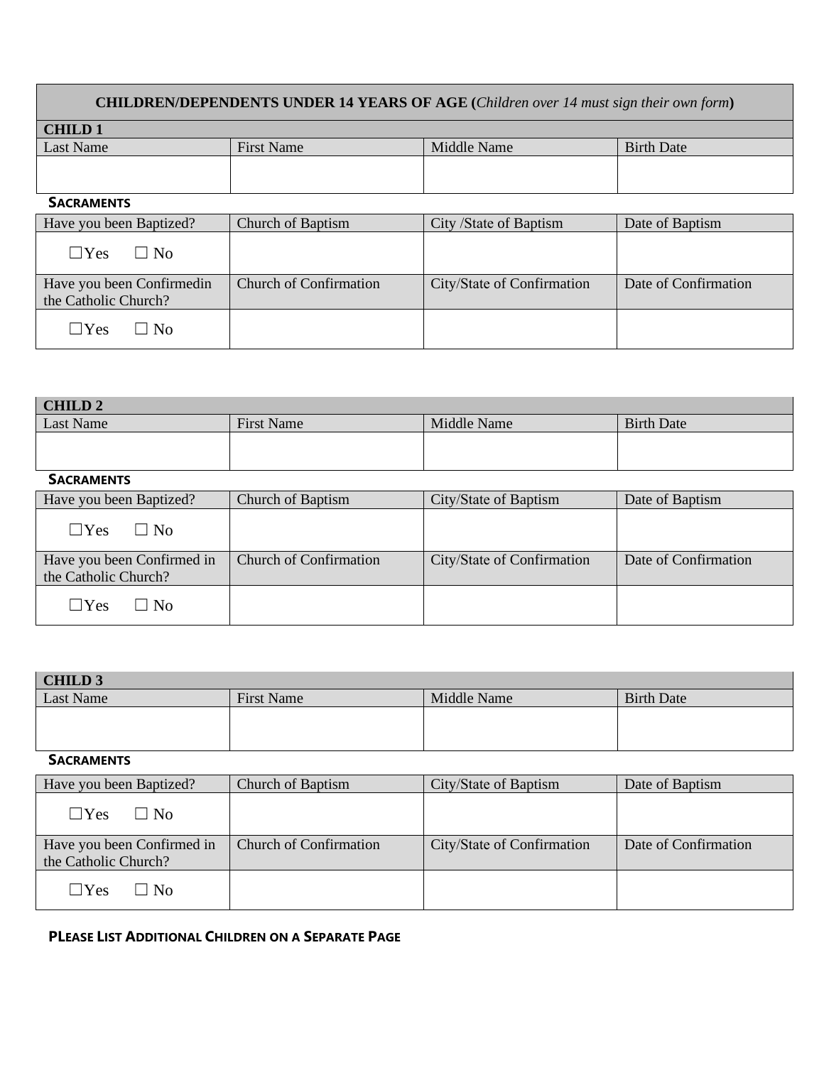**CHILDREN/DEPENDENTS UNDER 14 YEARS OF AGE (*Children over 14 must sign their own form*)**

**CHILD 1**

| Last Name | First Name | Middle Name | Birth Date |
| --- | --- | --- | --- |
| | | | |

**SACRAMENTS**

| Have you been Baptized? | Church of Baptism | City /State of Baptism | Date of Baptism |
| --- | --- | --- | --- |
| ☐Yes ☐ No | | | |
| Have you been Confirmedin the Catholic Church? | Church of Confirmation | City/State of Confirmation | Date of Confirmation |
| ☐Yes ☐ No | | | |

**CHILD 2**

| Last Name | First Name | Middle Name | Birth Date |
| --- | --- | --- | --- |
| | | | |

**SACRAMENTS**

| Have you been Baptized? | Church of Baptism | City/State of Baptism | Date of Baptism |
| --- | --- | --- | --- |
| ☐Yes ☐ No | | | |
| Have you been Confirmed in the Catholic Church? | Church of Confirmation | City/State of Confirmation | Date of Confirmation |
| ☐Yes ☐ No | | | |

**CHILD 3**

| Last Name | First Name | Middle Name | Birth Date |
| --- | --- | --- | --- |
| | | | |

**SACRAMENTS**

| Have you been Baptized? | Church of Baptism | City/State of Baptism | Date of Baptism |
| --- | --- | --- | --- |
| ☐Yes ☐ No | | | |
| Have you been Confirmed in the Catholic Church? | Church of Confirmation | City/State of Confirmation | Date of Confirmation |
| ☐Yes ☐ No | | | |

**PLEASE LIST ADDITIONAL CHILDREN ON A SEPARATE PAGE**